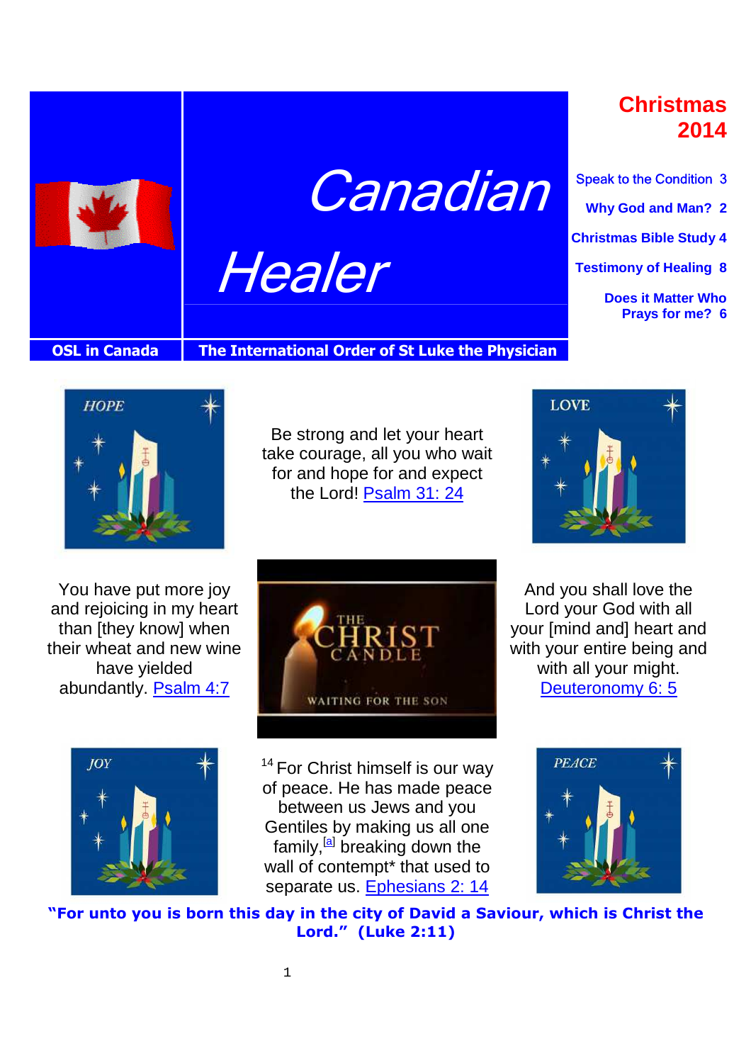# Canadian Healer

**OSL in Canada** | **The International Order of St Luke the Physician**

## Christmas 2014

- Speak to the Condition 3
- Why God and Man? 2
- Christmas Bible Study 4
- Testimony of Healing 8
- Does it Matter Who Prays for me? 6

HOPE

Be strong and let your heart take courage, all you who wait for and hope for and expect the Lord! Psalm 31: 24

LOVE

You have put more joy and rejoicing in my heart than [they know] when their wheat and new wine have yielded abundantly. Psalm 4:7

THE CHRIST CANDLE

WAITING FOR THE SON

And you shall love the Lord your God with all your [mind and] heart and with your entire being and with all your might. Deuteronomy 6: 5

JOY

[14] For Christ himself is our way of peace. He has made peace between us Jews and you Gentiles by making us all one family,[a] breaking down the wall of contempt* that used to separate us. Ephesians 2: 14

PEACE

**"For unto you is born this day in the city of David a Saviour, which is Christ the Lord." (Luke 2:11)**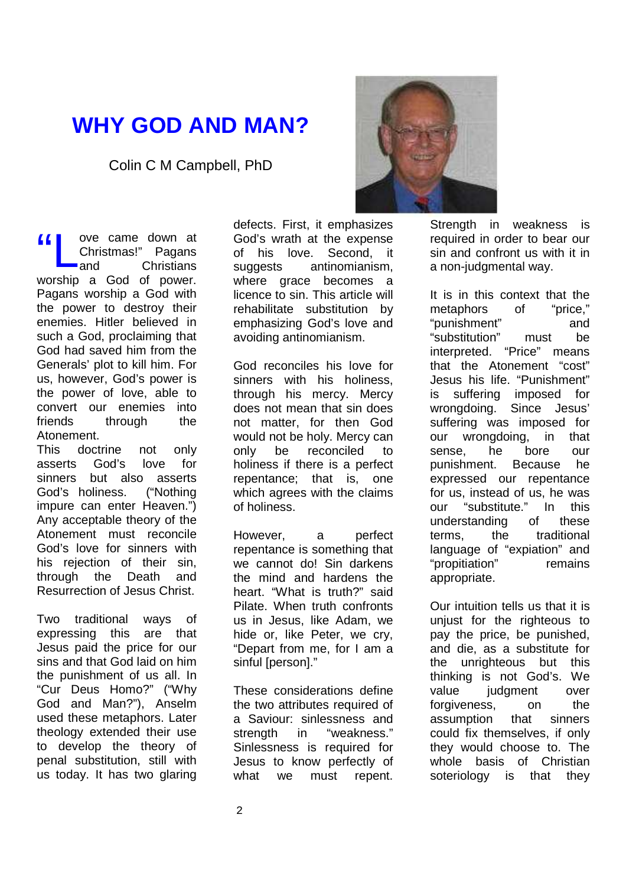# WHY GOD AND MAN?

Colin C M Campbell, PhD

"Love came down at Christmas!" Pagans and Christians worship a God of power. Pagans worship a God with the power to destroy their enemies. Hitler believed in such a God, proclaiming that God had saved him from the Generals' plot to kill him. For us, however, God's power is the power of love, able to convert our enemies into friends through the Atonement.

This doctrine not only asserts God's love for sinners but also asserts God's holiness. ("Nothing impure can enter Heaven.") Any acceptable theory of the Atonement must reconcile God's love for sinners with his rejection of their sin, through the Death and Resurrection of Jesus Christ.

Two traditional ways of expressing this are that Jesus paid the price for our sins and that God laid on him the punishment of us all. In "Cur Deus Homo?" ("Why God and Man?"), Anselm used these metaphors. Later theology extended their use to develop the theory of penal substitution, still with us today. It has two glaring defects. First, it emphasizes God's wrath at the expense of his love. Second, it suggests antinomianism, where grace becomes a licence to sin. This article will rehabilitate substitution by emphasizing God's love and avoiding antinomianism.

God reconciles his love for sinners with his holiness, through his mercy. Mercy does not mean that sin does not matter, for then God would not be holy. Mercy can only be reconciled to holiness if there is a perfect repentance; that is, one which agrees with the claims of holiness.

However, a perfect repentance is something that we cannot do! Sin darkens the mind and hardens the heart. "What is truth?" said Pilate. When truth confronts us in Jesus, like Adam, we hide or, like Peter, we cry, "Depart from me, for I am a sinful [person]."

These considerations define the two attributes required of a Saviour: sinlessness and strength in "weakness." Sinlessness is required for Jesus to know perfectly of what we must repent. Strength in weakness is required in order to bear our sin and confront us with it in a non-judgmental way.

It is in this context that the metaphors of "price," "punishment" and "substitution" must be interpreted. "Price" means that the Atonement "cost" Jesus his life. "Punishment" is suffering imposed for wrongdoing. Since Jesus' suffering was imposed for our wrongdoing, in that sense, he bore our punishment. Because he expressed our repentance for us, instead of us, he was our "substitute." In this understanding of these terms, the traditional language of "expiation" and "propitiation" remains appropriate.

Our intuition tells us that it is unjust for the righteous to pay the price, be punished, and die, as a substitute for the unrighteous but this thinking is not God's. We value judgment over forgiveness, on the assumption that sinners could fix themselves, if only they would choose to. The whole basis of Christian soteriology is that they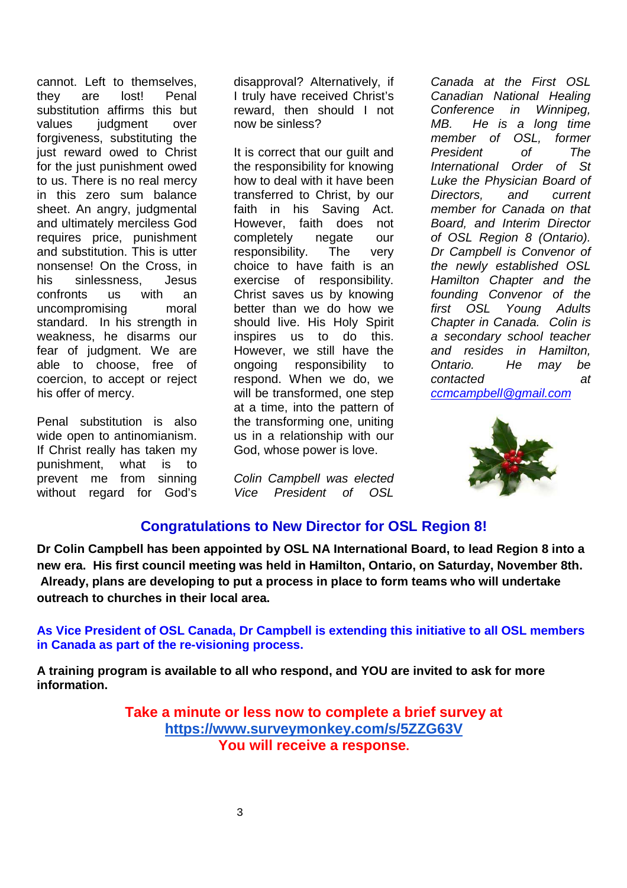cannot. Left to themselves, they are lost! Penal substitution affirms this but values judgment over forgiveness, substituting the just reward owed to Christ for the just punishment owed to us. There is no real mercy in this zero sum balance sheet. An angry, judgmental and ultimately merciless God requires price, punishment and substitution. This is utter nonsense! On the Cross, in his sinlessness, Jesus confronts us with an uncompromising moral standard. In his strength in weakness, he disarms our fear of judgment. We are able to choose, free of coercion, to accept or reject his offer of mercy.

Penal substitution is also wide open to antinomianism. If Christ really has taken my punishment, what is to prevent me from sinning without regard for God's disapproval? Alternatively, if I truly have received Christ's reward, then should I not now be sinless?

It is correct that our guilt and the responsibility for knowing how to deal with it have been transferred to Christ, by our faith in his Saving Act. However, faith does not completely negate our responsibility. The very choice to have faith is an exercise of responsibility. Christ saves us by knowing better than we do how we should live. His Holy Spirit inspires us to do this. However, we still have the ongoing responsibility to respond. When we do, we will be transformed, one step at a time, into the pattern of the transforming one, uniting us in a relationship with our God, whose power is love.

*Colin Campbell was elected Vice President of OSL Canada at the First OSL Canadian National Healing Conference in Winnipeg, MB. He is a long time member of OSL, former President of The International Order of St Luke the Physician Board of Directors, and current member for Canada on that Board, and Interim Director of OSL Region 8 (Ontario). Dr Campbell is Convenor of the newly established OSL Hamilton Chapter and the founding Convenor of the first OSL Young Adults Chapter in Canada. Colin is a secondary school teacher and resides in Hamilton, Ontario. He may be contacted at [ccmcampbell@gmail.com](mailto:ccmcampbell@gmail.com)*

## Congratulations to New Director for OSL Region 8!

**Dr Colin Campbell has been appointed by OSL NA International Board, to lead Region 8 into a new era. His first council meeting was held in Hamilton, Ontario, on Saturday, November 8th. Already, plans are developing to put a process in place to form teams who will undertake outreach to churches in their local area.**

**As Vice President of OSL Canada, Dr Campbell is extending this initiative to all OSL members in Canada as part of the re-visioning process.**

**A training program is available to all who respond, and YOU are invited to ask for more information.**

**Take a minute or less now to complete a brief survey at**
**[https://www.surveymonkey.com/s/5ZZG63V](https://www.surveymonkey.com/s/5ZZG63V)**
**You will receive a response.**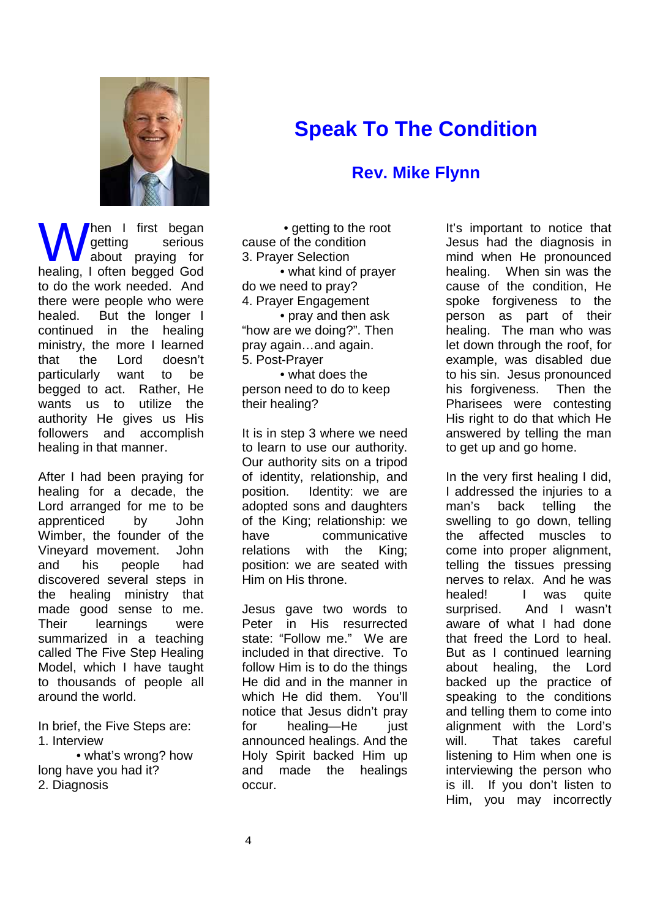# Speak To The Condition

## Rev. Mike Flynn

When I first began getting serious about praying for healing, I often begged God to do the work needed. And there were people who were healed. But the longer I continued in the healing ministry, the more I learned that the Lord doesn't particularly want to be begged to act. Rather, He wants us to utilize the authority He gives us His followers and accomplish healing in that manner.

After I had been praying for healing for a decade, the Lord arranged for me to be apprenticed by John Wimber, the founder of the Vineyard movement. John and his people had discovered several steps in the healing ministry that made good sense to me. Their learnings were summarized in a teaching called The Five Step Healing Model, which I have taught to thousands of people all around the world.

In brief, the Five Steps are:

1. Interview
   - what's wrong? how long have you had it?
2. Diagnosis
   - getting to the root cause of the condition
3. Prayer Selection
   - what kind of prayer do we need to pray?
4. Prayer Engagement
   - pray and then ask "how are we doing?". Then pray again…and again.
5. Post-Prayer
   - what does the person need to do to keep their healing?

It is in step 3 where we need to learn to use our authority. Our authority sits on a tripod of identity, relationship, and position. Identity: we are adopted sons and daughters of the King; relationship: we have communicative relations with the King; position: we are seated with Him on His throne.

Jesus gave two words to Peter in His resurrected state: "Follow me." We are included in that directive. To follow Him is to do the things He did and in the manner in which He did them. You'll notice that Jesus didn't pray for healing—He just announced healings. And the Holy Spirit backed Him up and made the healings occur.

It's important to notice that Jesus had the diagnosis in mind when He pronounced healing. When sin was the cause of the condition, He spoke forgiveness to the person as part of their healing. The man who was let down through the roof, for example, was disabled due to his sin. Jesus pronounced his forgiveness. Then the Pharisees were contesting His right to do that which He answered by telling the man to get up and go home.

In the very first healing I did, I addressed the injuries to a man's back telling the swelling to go down, telling the affected muscles to come into proper alignment, telling the tissues pressing nerves to relax. And he was healed! I was quite surprised. And I wasn't aware of what I had done that freed the Lord to heal. But as I continued learning about healing, the Lord backed up the practice of speaking to the conditions and telling them to come into alignment with the Lord's will. That takes careful listening to Him when one is interviewing the person who is ill. If you don't listen to Him, you may incorrectly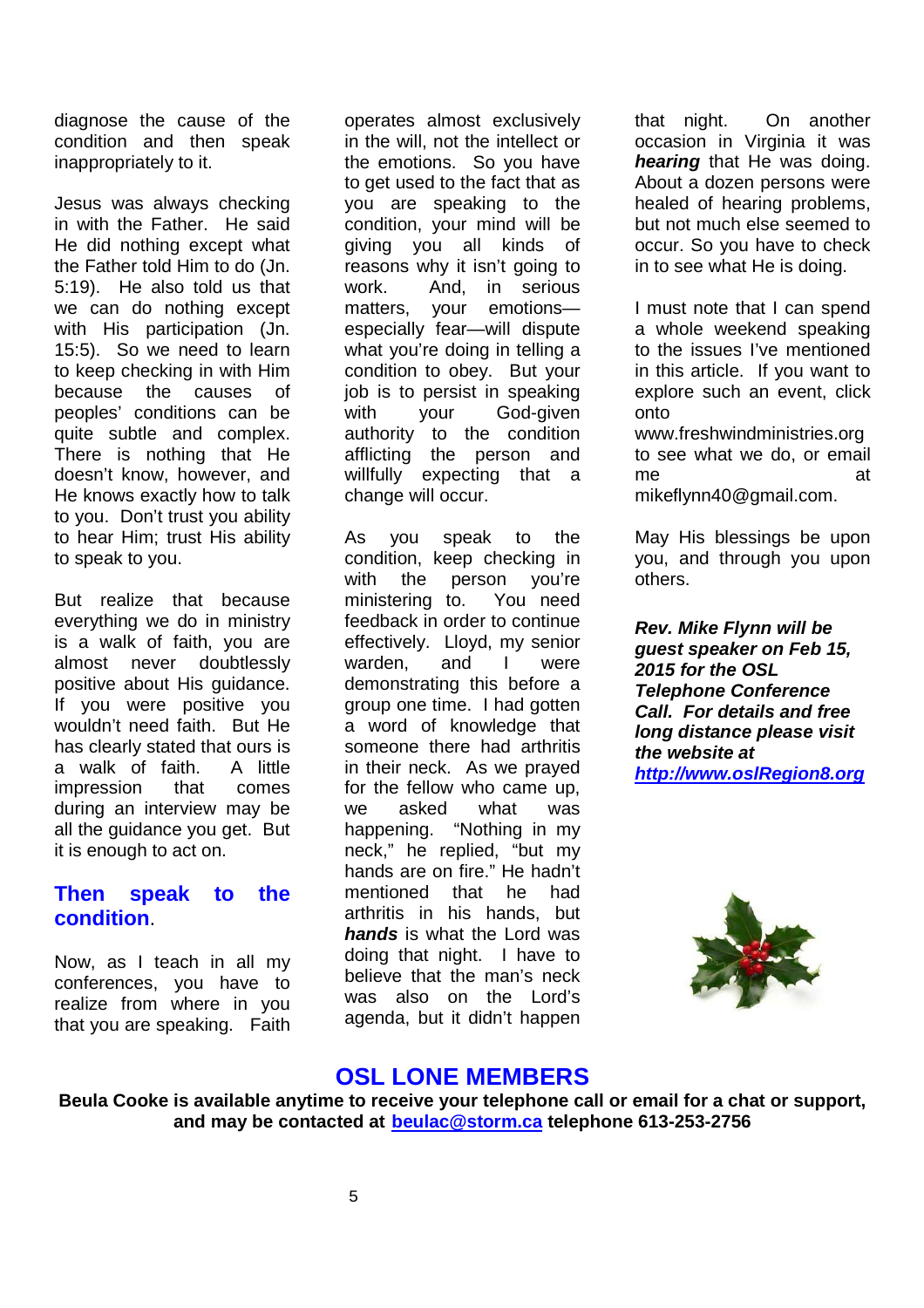diagnose the cause of the condition and then speak inappropriately to it.

Jesus was always checking in with the Father. He said He did nothing except what the Father told Him to do (Jn. 5:19). He also told us that we can do nothing except with His participation (Jn. 15:5). So we need to learn to keep checking in with Him because the causes of peoples' conditions can be quite subtle and complex. There is nothing that He doesn't know, however, and He knows exactly how to talk to you. Don't trust you ability to hear Him; trust His ability to speak to you.

But realize that because everything we do in ministry is a walk of faith, you are almost never doubtlessly positive about His guidance. If you were positive you wouldn't need faith. But He has clearly stated that ours is a walk of faith. A little impression that comes during an interview may be all the guidance you get. But it is enough to act on.

### Then speak to the condition.

Now, as I teach in all my conferences, you have to realize from where in you that you are speaking. Faith operates almost exclusively in the will, not the intellect or the emotions. So you have to get used to the fact that as you are speaking to the condition, your mind will be giving you all kinds of reasons why it isn't going to work. And, in serious matters, your emotions—especially fear—will dispute what you're doing in telling a condition to obey. But your job is to persist in speaking with your God-given authority to the condition afflicting the person and willfully expecting that a change will occur.

As you speak to the condition, keep checking in with the person you're ministering to. You need feedback in order to continue effectively. Lloyd, my senior warden, and I were demonstrating this before a group one time. I had gotten a word of knowledge that someone there had arthritis in their neck. As we prayed for the fellow who came up, we asked what was happening. "Nothing in my neck," he replied, "but my hands are on fire." He hadn't mentioned that he had arthritis in his hands, but ***hands*** is what the Lord was doing that night. I have to believe that the man's neck was also on the Lord's agenda, but it didn't happen that night. On another occasion in Virginia it was ***hearing*** that He was doing. About a dozen persons were healed of hearing problems, but not much else seemed to occur. So you have to check in to see what He is doing.

I must note that I can spend a whole weekend speaking to the issues I've mentioned in this article. If you want to explore such an event, click onto www.freshwindministries.org to see what we do, or email me at mikeflynn40@gmail.com.

May His blessings be upon you, and through you upon others.

***Rev. Mike Flynn will be guest speaker on Feb 15, 2015 for the OSL Telephone Conference Call. For details and free long distance please visit the website at [http://www.oslRegion8.org](http://www.oslRegion8.org)***

## OSL LONE MEMBERS

**Beula Cooke is available anytime to receive your telephone call or email for a chat or support, and may be contacted at [beulac@storm.ca](mailto:beulac@storm.ca) telephone 613-253-2756**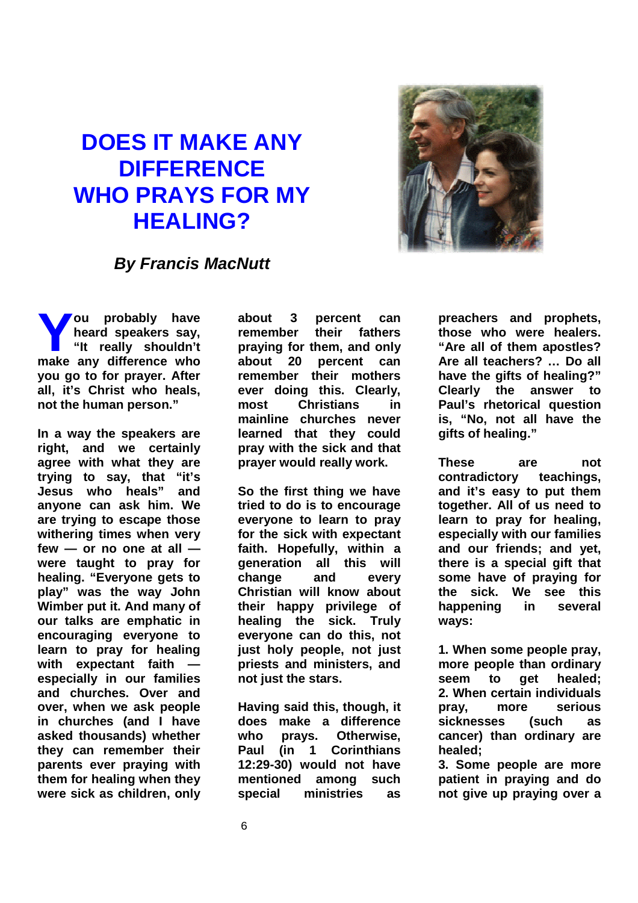# DOES IT MAKE ANY DIFFERENCE WHO PRAYS FOR MY HEALING?

***By Francis MacNutt***

**You probably have heard speakers say, "It really shouldn't make any difference who you go to for prayer. After all, it's Christ who heals, not the human person."**

**In a way the speakers are right, and we certainly agree with what they are trying to say, that "it's Jesus who heals" and anyone can ask him. We are trying to escape those withering times when very few — or no one at all — were taught to pray for healing. "Everyone gets to play" was the way John Wimber put it. And many of our talks are emphatic in encouraging everyone to learn to pray for healing with expectant faith — especially in our families and churches. Over and over, when we ask people in churches (and I have asked thousands) whether they can remember their parents ever praying with them for healing when they were sick as children, only about 3 percent can remember their fathers praying for them, and only about 20 percent can remember their mothers ever doing this. Clearly, most Christians in mainline churches never learned that they could pray with the sick and that prayer would really work.**

**So the first thing we have tried to do is to encourage everyone to learn to pray for the sick with expectant faith. Hopefully, within a generation all this will change and every Christian will know about their happy privilege of healing the sick. Truly everyone can do this, not just holy people, not just priests and ministers, and not just the stars.**

**Having said this, though, it does make a difference who prays. Otherwise, Paul (in 1 Corinthians 12:29-30) would not have mentioned among such special ministries as preachers and prophets, those who were healers. "Are all of them apostles? Are all teachers? … Do all have the gifts of healing?" Clearly the answer to Paul's rhetorical question is, "No, not all have the gifts of healing."**

**These are not contradictory teachings, and it's easy to put them together. All of us need to learn to pray for healing, especially with our families and our friends; and yet, there is a special gift that some have of praying for the sick. We see this happening in several ways:**

**1. When some people pray, more people than ordinary seem to get healed;**
**2. When certain individuals pray, more serious sicknesses (such as cancer) than ordinary are healed;**
**3. Some people are more patient in praying and do not give up praying over a**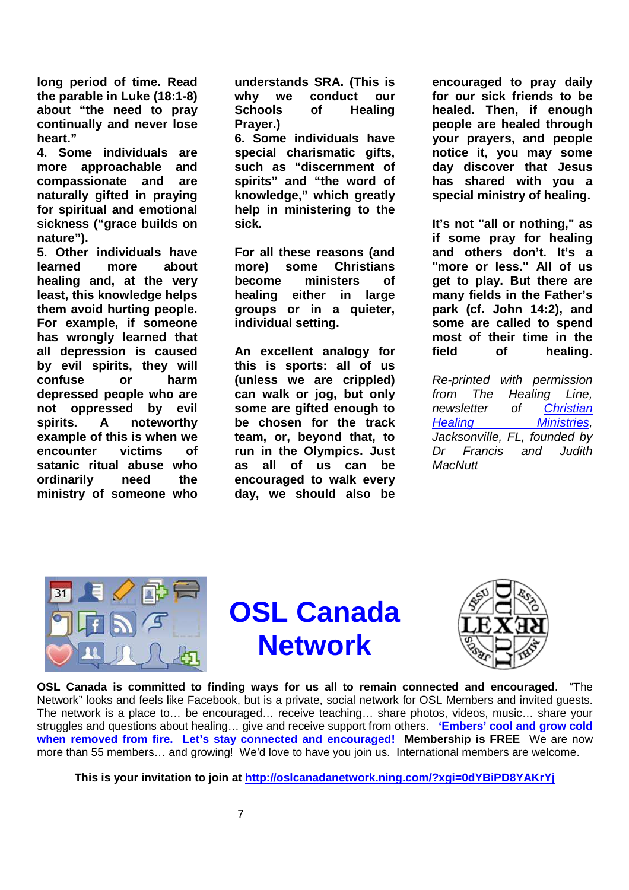**long period of time. Read the parable in Luke (18:1-8) about "the need to pray continually and never lose heart."**

**4. Some individuals are more approachable and compassionate and are naturally gifted in praying for spiritual and emotional sickness ("grace builds on nature").**

**5. Other individuals have learned more about healing and, at the very least, this knowledge helps them avoid hurting people. For example, if someone has wrongly learned that all depression is caused by evil spirits, they will confuse or harm depressed people who are not oppressed by evil spirits. A noteworthy example of this is when we encounter victims of satanic ritual abuse who ordinarily need the ministry of someone who understands SRA. (This is why we conduct our Schools of Healing Prayer.)**

**6. Some individuals have special charismatic gifts, such as "discernment of spirits" and "the word of knowledge," which greatly help in ministering to the sick.**

**For all these reasons (and more) some Christians become ministers of healing either in large groups or in a quieter, individual setting.**

**An excellent analogy for this is sports: all of us (unless we are crippled) can walk or jog, but only some are gifted enough to be chosen for the track team, or, beyond that, to run in the Olympics. Just as all of us can be encouraged to walk every day, we should also be encouraged to pray daily for our sick friends to be healed. Then, if enough people are healed through your prayers, and people notice it, you may some day discover that Jesus has shared with you a special ministry of healing.**

**It's not "all or nothing," as if some pray for healing and others don't. It's a "more or less." All of us get to play. But there are many fields in the Father's park (cf. John 14:2), and some are called to spend most of their time in the field of healing.**

*Re-printed with permission from The Healing Line, newsletter of Christian Healing Ministries, Jacksonville, FL, founded by Dr Francis and Judith MacNutt*

# OSL Canada Network

**OSL Canada is committed to finding ways for us all to remain connected and encouraged**. "The Network" looks and feels like Facebook, but is a private, social network for OSL Members and invited guests. The network is a place to… be encouraged… receive teaching… share photos, videos, music… share your struggles and questions about healing… give and receive support from others. **'Embers' cool and grow cold when removed from fire. Let's stay connected and encouraged! Membership is FREE** We are now more than 55 members… and growing! We'd love to have you join us. International members are welcome.

**This is your invitation to join at http://oslcanadanetwork.ning.com/?xgi=0dYBiPD8YAKrYj**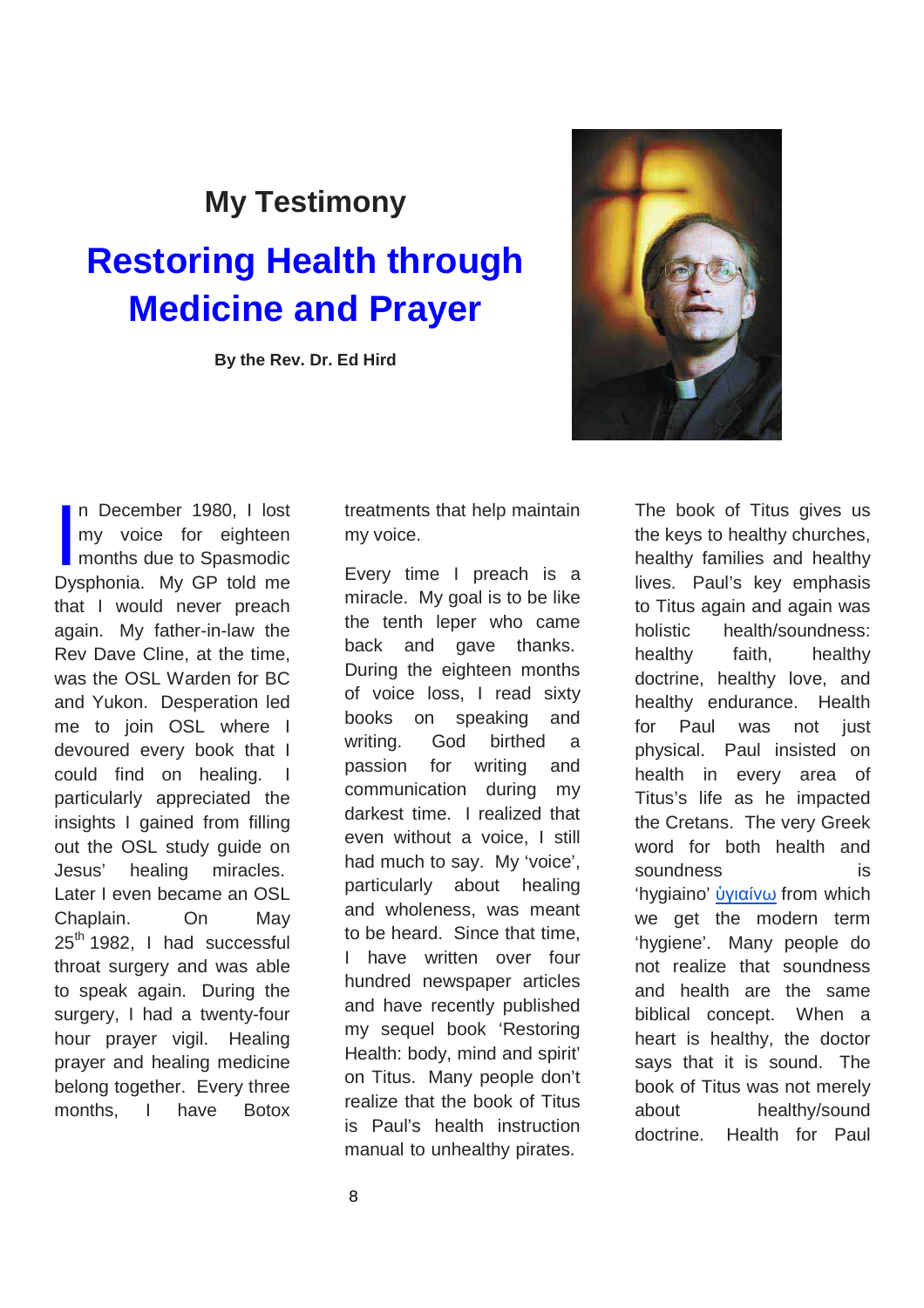## My Testimony

# Restoring Health through Medicine and Prayer

**By the Rev. Dr. Ed Hird**

In December 1980, I lost my voice for eighteen months due to Spasmodic Dysphonia. My GP told me that I would never preach again. My father-in-law the Rev Dave Cline, at the time, was the OSL Warden for BC and Yukon. Desperation led me to join OSL where I devoured every book that I could find on healing. I particularly appreciated the insights I gained from filling out the OSL study guide on Jesus' healing miracles. Later I even became an OSL Chaplain. On May 25th 1982, I had successful throat surgery and was able to speak again. During the surgery, I had a twenty-four hour prayer vigil. Healing prayer and healing medicine belong together. Every three months, I have Botox treatments that help maintain my voice.

Every time I preach is a miracle. My goal is to be like the tenth leper who came back and gave thanks. During the eighteen months of voice loss, I read sixty books on speaking and writing. God birthed a passion for writing and communication during my darkest time. I realized that even without a voice, I still had much to say. My 'voice', particularly about healing and wholeness, was meant to be heard. Since that time, I have written over four hundred newspaper articles and have recently published my sequel book 'Restoring Health: body, mind and spirit' on Titus. Many people don't realize that the book of Titus is Paul's health instruction manual to unhealthy pirates.

The book of Titus gives us the keys to healthy churches, healthy families and healthy lives. Paul's key emphasis to Titus again and again was holistic health/soundness: healthy faith, healthy doctrine, healthy love, and healthy endurance. Health for Paul was not just physical. Paul insisted on health in every area of Titus's life as he impacted the Cretans. The very Greek word for both health and soundness is 'hygiaino' ὑγιαίνω from which we get the modern term 'hygiene'. Many people do not realize that soundness and health are the same biblical concept. When a heart is healthy, the doctor says that it is sound. The book of Titus was not merely about healthy/sound doctrine. Health for Paul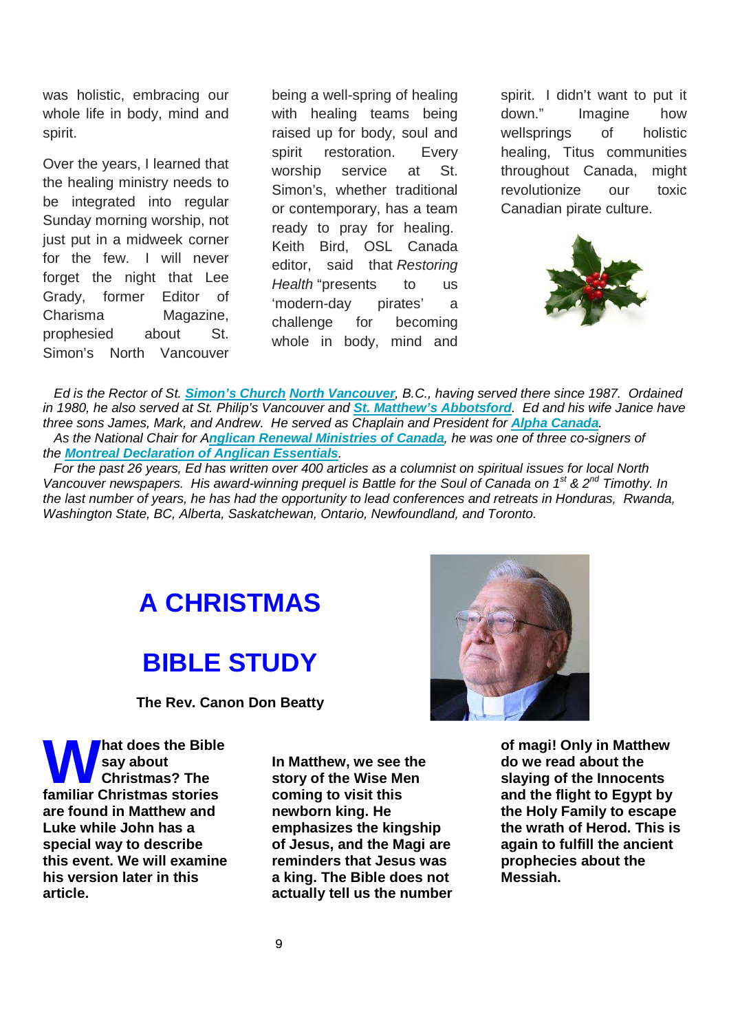was holistic, embracing our whole life in body, mind and spirit.

Over the years, I learned that the healing ministry needs to be integrated into regular Sunday morning worship, not just put in a midweek corner for the few. I will never forget the night that Lee Grady, former Editor of Charisma Magazine, prophesied about St. Simon's North Vancouver being a well-spring of healing with healing teams being raised up for body, soul and spirit restoration. Every worship service at St. Simon's, whether traditional or contemporary, has a team ready to pray for healing. Keith Bird, OSL Canada editor, said that *Restoring Health* "presents to us 'modern-day pirates' a challenge for becoming whole in body, mind and spirit. I didn't want to put it down." Imagine how wellsprings of holistic healing, Titus communities throughout Canada, might revolutionize our toxic Canadian pirate culture.

*Ed is the Rector of St. **Simon's Church North Vancouver**, B.C., having served there since 1987. Ordained in 1980, he also served at St. Philip's Vancouver and **St. Matthew's Abbotsford**. Ed and his wife Janice have three sons James, Mark, and Andrew. He served as Chaplain and President for **Alpha Canada**.*

*As the National Chair for **Anglican Renewal Ministries of Canada**, he was one of three co-signers of the **Montreal Declaration of Anglican Essentials**.*

*For the past 26 years, Ed has written over 400 articles as a columnist on spiritual issues for local North Vancouver newspapers. His award-winning prequel is Battle for the Soul of Canada on 1st & 2nd Timothy. In the last number of years, he has had the opportunity to lead conferences and retreats in Honduras, Rwanda, Washington State, BC, Alberta, Saskatchewan, Ontario, Newfoundland, and Toronto.*

# A CHRISTMAS BIBLE STUDY

**The Rev. Canon Don Beatty**

**What does the Bible say about Christmas? The familiar Christmas stories are found in Matthew and Luke while John has a special way to describe this event. We will examine his version later in this article.**

**In Matthew, we see the story of the Wise Men coming to visit this newborn king. He emphasizes the kingship of Jesus, and the Magi are reminders that Jesus was a king. The Bible does not actually tell us the number of magi! Only in Matthew do we read about the slaying of the Innocents and the flight to Egypt by the Holy Family to escape the wrath of Herod. This is again to fulfill the ancient prophecies about the Messiah.**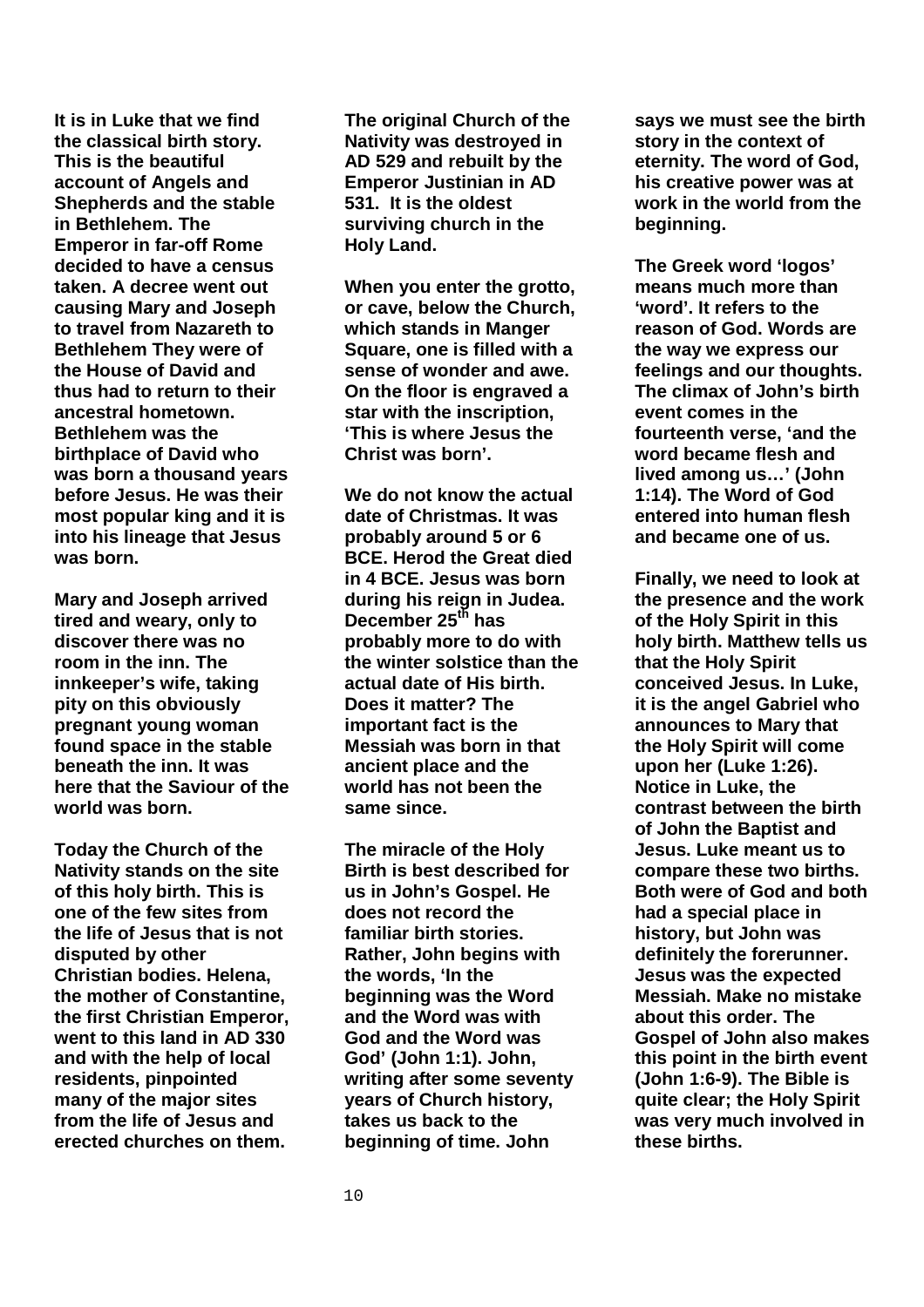**It is in Luke that we find the classical birth story. This is the beautiful account of Angels and Shepherds and the stable in Bethlehem. The Emperor in far-off Rome decided to have a census taken. A decree went out causing Mary and Joseph to travel from Nazareth to Bethlehem They were of the House of David and thus had to return to their ancestral hometown. Bethlehem was the birthplace of David who was born a thousand years before Jesus. He was their most popular king and it is into his lineage that Jesus was born.**

**Mary and Joseph arrived tired and weary, only to discover there was no room in the inn. The innkeeper's wife, taking pity on this obviously pregnant young woman found space in the stable beneath the inn. It was here that the Saviour of the world was born.**

**Today the Church of the Nativity stands on the site of this holy birth. This is one of the few sites from the life of Jesus that is not disputed by other Christian bodies. Helena, the mother of Constantine, the first Christian Emperor, went to this land in AD 330 and with the help of local residents, pinpointed many of the major sites from the life of Jesus and erected churches on them.**

**The original Church of the Nativity was destroyed in AD 529 and rebuilt by the Emperor Justinian in AD 531. It is the oldest surviving church in the Holy Land.**

**When you enter the grotto, or cave, below the Church, which stands in Manger Square, one is filled with a sense of wonder and awe. On the floor is engraved a star with the inscription, 'This is where Jesus the Christ was born'.**

**We do not know the actual date of Christmas. It was probably around 5 or 6 BCE. Herod the Great died in 4 BCE. Jesus was born during his reign in Judea. December 25th has probably more to do with the winter solstice than the actual date of His birth. Does it matter? The important fact is the Messiah was born in that ancient place and the world has not been the same since.**

**The miracle of the Holy Birth is best described for us in John's Gospel. He does not record the familiar birth stories. Rather, John begins with the words, 'In the beginning was the Word and the Word was with God and the Word was God' (John 1:1). John, writing after some seventy years of Church history, takes us back to the beginning of time. John says we must see the birth story in the context of eternity. The word of God, his creative power was at work in the world from the beginning.**

**The Greek word 'logos' means much more than 'word'. It refers to the reason of God. Words are the way we express our feelings and our thoughts. The climax of John's birth event comes in the fourteenth verse, 'and the word became flesh and lived among us…' (John 1:14). The Word of God entered into human flesh and became one of us.**

**Finally, we need to look at the presence and the work of the Holy Spirit in this holy birth. Matthew tells us that the Holy Spirit conceived Jesus. In Luke, it is the angel Gabriel who announces to Mary that the Holy Spirit will come upon her (Luke 1:26). Notice in Luke, the contrast between the birth of John the Baptist and Jesus. Luke meant us to compare these two births. Both were of God and both had a special place in history, but John was definitely the forerunner. Jesus was the expected Messiah. Make no mistake about this order. The Gospel of John also makes this point in the birth event (John 1:6-9). The Bible is quite clear; the Holy Spirit was very much involved in these births.**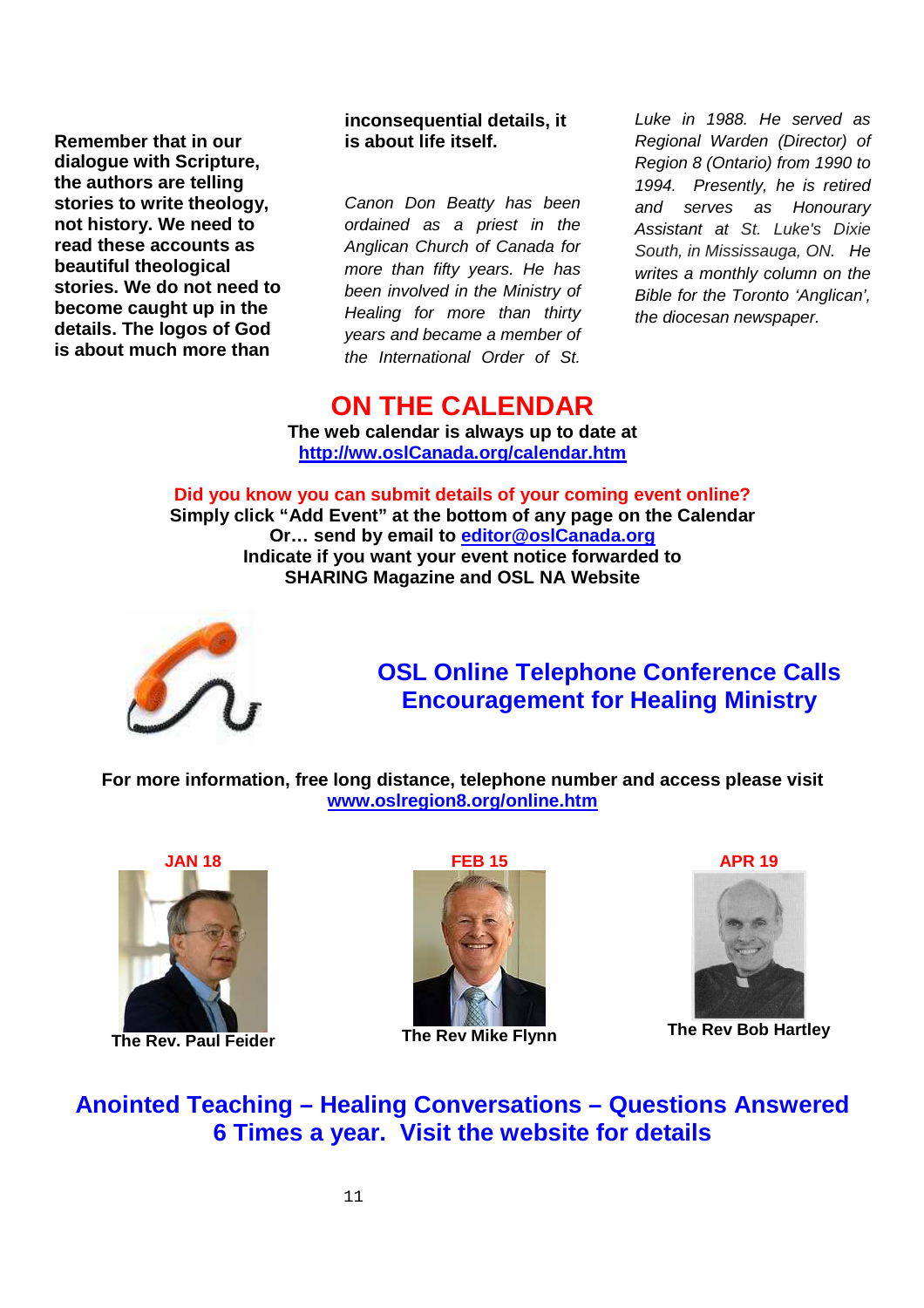**Remember that in our dialogue with Scripture, the authors are telling stories to write theology, not history. We need to read these accounts as beautiful theological stories. We do not need to become caught up in the details. The logos of God is about much more than inconsequential details, it is about life itself.**

*Canon Don Beatty has been ordained as a priest in the Anglican Church of Canada for more than fifty years. He has been involved in the Ministry of Healing for more than thirty years and became a member of the International Order of St. Luke in 1988. He served as Regional Warden (Director) of Region 8 (Ontario) from 1990 to 1994. Presently, he is retired and serves as Honourary Assistant at St. Luke's Dixie South, in Mississauga, ON. He writes a monthly column on the Bible for the Toronto 'Anglican', the diocesan newspaper.*

# ON THE CALENDAR

**The web calendar is always up to date at**
**http://ww.oslCanada.org/calendar.htm**

**Did you know you can submit details of your coming event online?**
**Simply click "Add Event" at the bottom of any page on the Calendar**
**Or… send by email to editor@oslCanada.org**
**Indicate if you want your event notice forwarded to SHARING Magazine and OSL NA Website**

## OSL Online Telephone Conference Calls
## Encouragement for Healing Ministry

**For more information, free long distance, telephone number and access please visit www.oslregion8.org/online.htm**

**JAN 18**
**The Rev. Paul Feider**

**FEB 15**
**The Rev Mike Flynn**

**APR 19**
**The Rev Bob Hartley**

## Anointed Teaching – Healing Conversations – Questions Answered
## 6 Times a year. Visit the website for details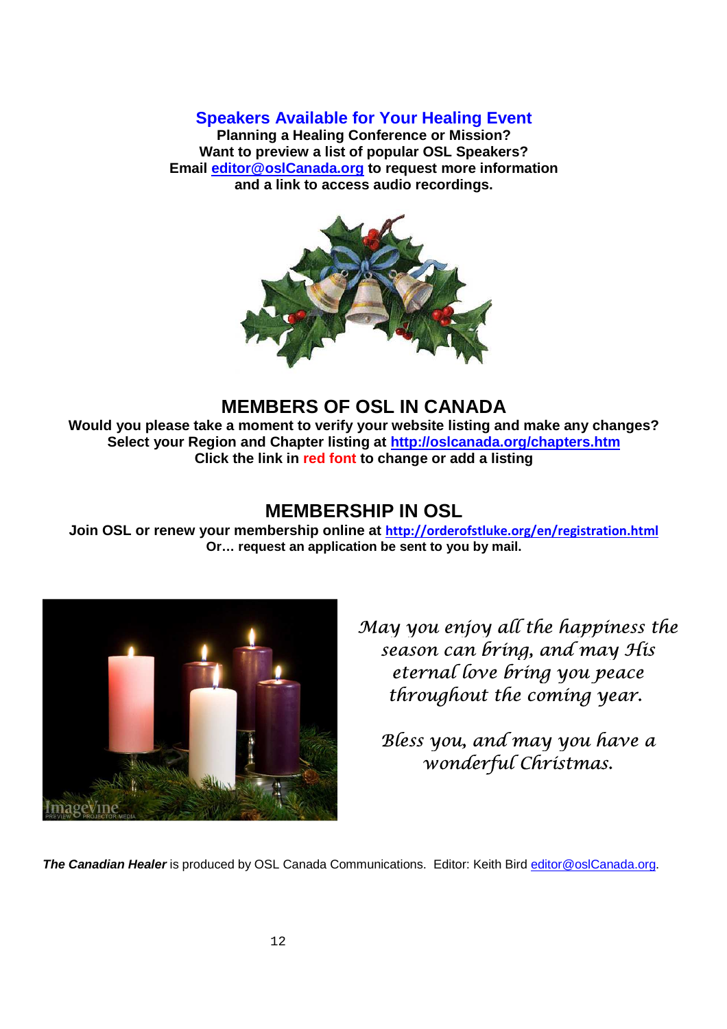## Speakers Available for Your Healing Event

**Planning a Healing Conference or Mission?**
**Want to preview a list of popular OSL Speakers?**
**Email editor@oslCanada.org to request more information and a link to access audio recordings.**

## MEMBERS OF OSL IN CANADA

**Would you please take a moment to verify your website listing and make any changes?**
**Select your Region and Chapter listing at http://oslcanada.org/chapters.htm**
**Click the link in red font to change or add a listing**

## MEMBERSHIP IN OSL

**Join OSL or renew your membership online at http://orderofstluke.org/en/registration.html**
**Or… request an application be sent to you by mail.**

*May you enjoy all the happiness the season can bring, and may His eternal love bring you peace throughout the coming year.*

*Bless you, and may you have a wonderful Christmas.*

***The Canadian Healer*** is produced by OSL Canada Communications. Editor: Keith Bird editor@oslCanada.org.